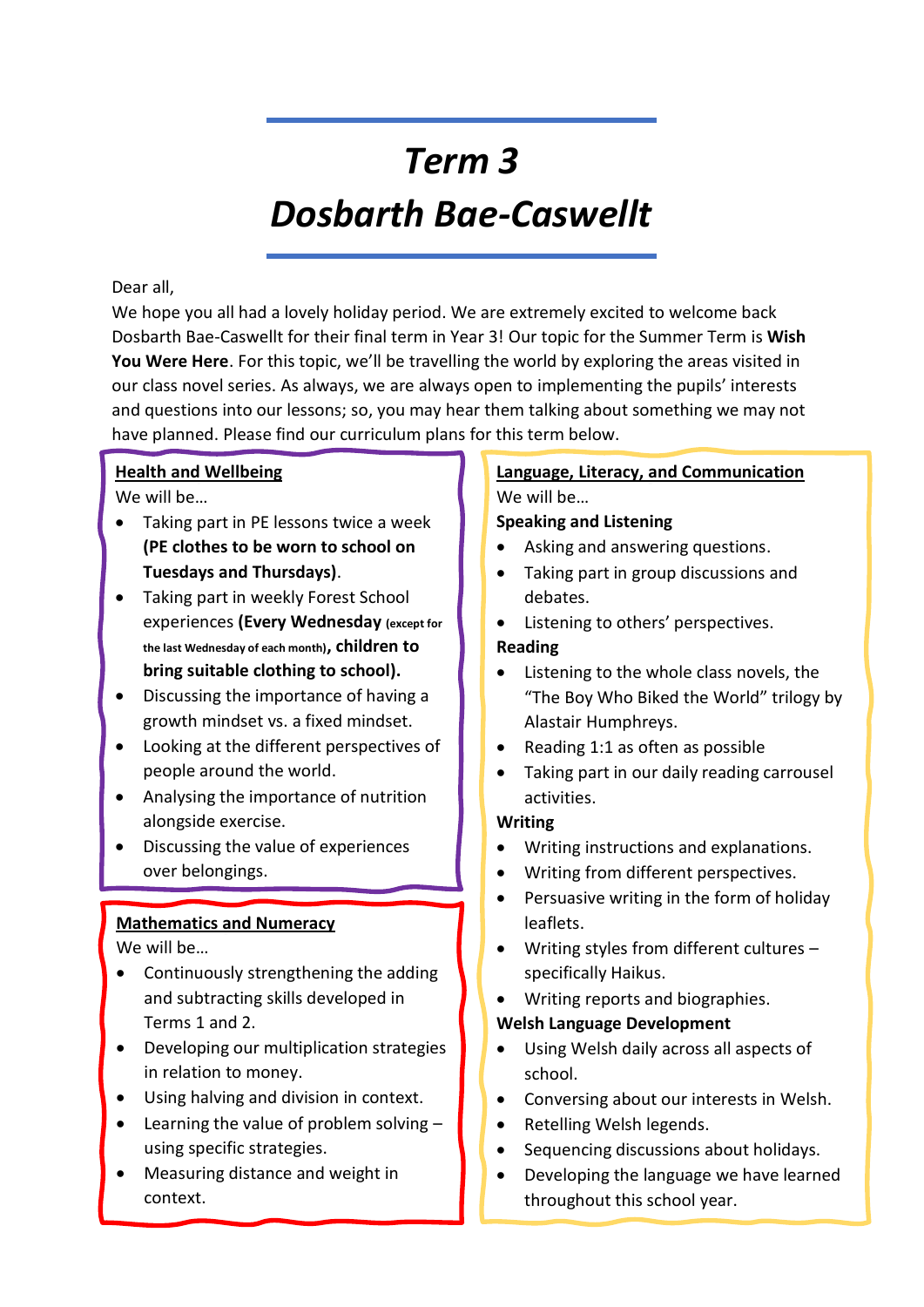# *Term 3*

# *Dosbarth Bae-Caswellt*

Dear all,

We hope you all had a lovely holiday period. We are extremely excited to welcome back Dosbarth Bae-Caswellt for their final term in Year 3! Our topic for the Summer Term is **Wish You Were Here**. For this topic, we'll be travelling the world by exploring the areas visited in our class novel series. As always, we are always open to implementing the pupils' interests and questions into our lessons; so, you may hear them talking about something we may not have planned. Please find our curriculum plans for this term below.

## Health and Wellbeing

We will be…

- Taking part in PE lessons twice a week **(PE clothes to be worn to school on Tuesdays and Thursdays)**.
- Taking part in weekly Forest School experiences **(Every Wednesday (except for the last Wednesday of each month), children to bring suitable clothing to school).**
- Discussing the importance of having a growth mindset vs. a fixed mindset.
- Looking at the different perspectives of people around the world.
- Analysing the importance of nutrition alongside exercise.
- Discussing the value of experiences over belongings.

## Mathematics and Numeracy

We will be…

- Continuously strengthening the adding and subtracting skills developed in Terms 1 and 2.
- Developing our multiplication strategies in relation to money.
- Using halving and division in context.
- Learning the value of problem solving – using specific strategies.
- Measuring distance and weight in context.

## Language, Literacy, and Communication

We will be…

**Speaking and Listening**

- Asking and answering questions.
- Taking part in group discussions and debates.
- Listening to others' perspectives.

**Reading**

- Listening to the whole class novels, the "The Boy Who Biked the World" trilogy by Alastair Humphreys.
- Reading 1:1 as often as possible
- Taking part in our daily reading carrousel activities.

**Writing**

- Writing instructions and explanations.
- Writing from different perspectives.
- Persuasive writing in the form of holiday leaflets.
- Writing styles from different cultures – specifically Haikus.
- Writing reports and biographies.

**Welsh Language Development**

- Using Welsh daily across all aspects of school.
- Conversing about our interests in Welsh.
- Retelling Welsh legends.
- Sequencing discussions about holidays.
- Developing the language we have learned throughout this school year.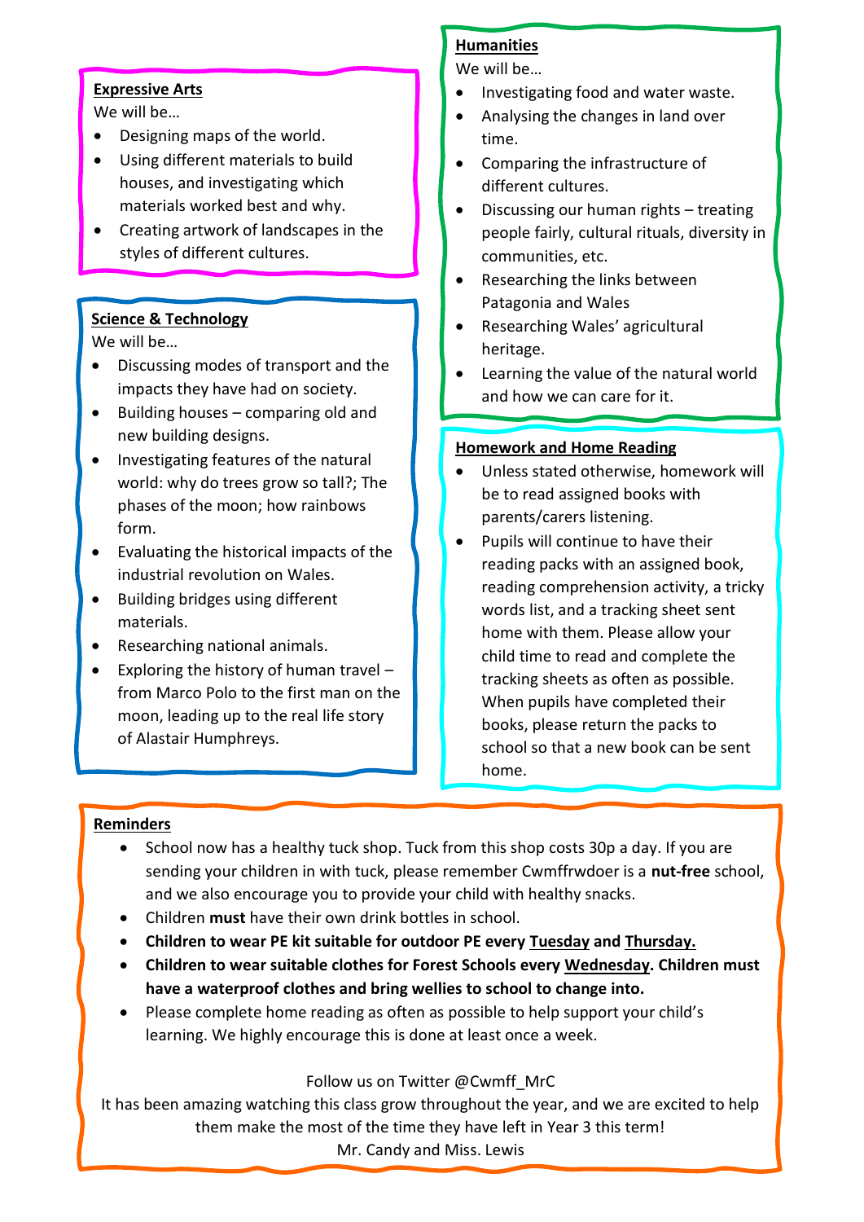## Expressive Arts

We will be…

- Designing maps of the world.
- Using different materials to build houses, and investigating which materials worked best and why.
- Creating artwork of landscapes in the styles of different cultures.

## Science & Technology

We will be…

- Discussing modes of transport and the impacts they have had on society.
- Building houses – comparing old and new building designs.
- Investigating features of the natural world: why do trees grow so tall?; The phases of the moon; how rainbows form.
- Evaluating the historical impacts of the industrial revolution on Wales.
- Building bridges using different materials.
- Researching national animals.
- Exploring the history of human travel – from Marco Polo to the first man on the moon, leading up to the real life story of Alastair Humphreys.

## Humanities

We will be…

- Investigating food and water waste.
- Analysing the changes in land over time.
- Comparing the infrastructure of different cultures.
- Discussing our human rights – treating people fairly, cultural rituals, diversity in communities, etc.
- Researching the links between Patagonia and Wales
- Researching Wales' agricultural heritage.
- Learning the value of the natural world and how we can care for it.

## Homework and Home Reading

- Unless stated otherwise, homework will be to read assigned books with parents/carers listening.
- Pupils will continue to have their reading packs with an assigned book, reading comprehension activity, a tricky words list, and a tracking sheet sent home with them. Please allow your child time to read and complete the tracking sheets as often as possible. When pupils have completed their books, please return the packs to school so that a new book can be sent home.

## Reminders

- School now has a healthy tuck shop. Tuck from this shop costs 30p a day. If you are sending your children in with tuck, please remember Cwmffrwdoer is a **nut-free** school, and we also encourage you to provide your child with healthy snacks.
- Children **must** have their own drink bottles in school.
- **Children to wear PE kit suitable for outdoor PE every <u>Tuesday</u> and <u>Thursday.</u>**
- **Children to wear suitable clothes for Forest Schools every <u>Wednesday</u>. Children must have a waterproof clothes and bring wellies to school to change into.**
- Please complete home reading as often as possible to help support your child's learning. We highly encourage this is done at least once a week.

Follow us on Twitter @Cwmff_MrC

It has been amazing watching this class grow throughout the year, and we are excited to help them make the most of the time they have left in Year 3 this term!

Mr. Candy and Miss. Lewis